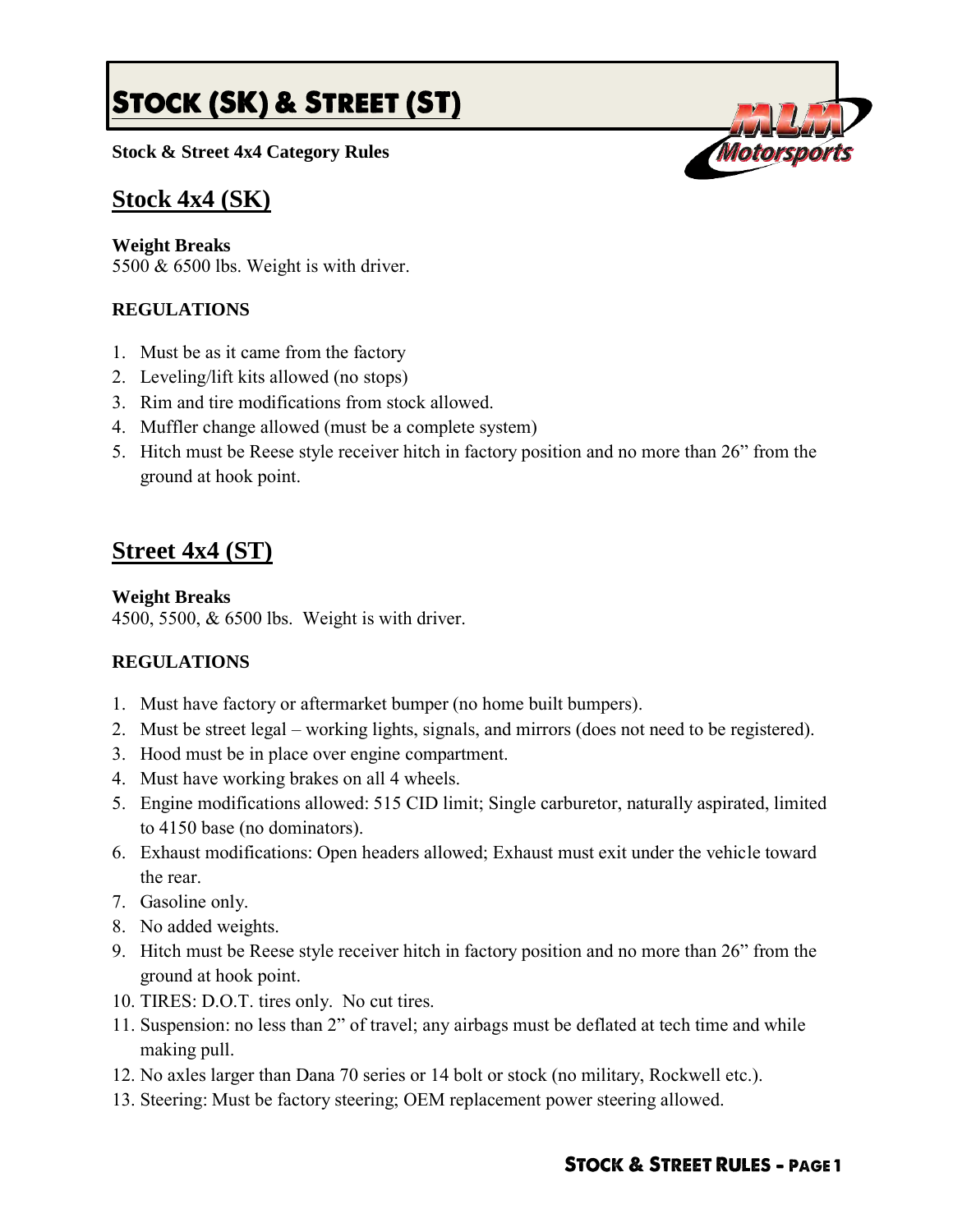# STOCK (SK) & STREET (ST)

**Stock & Street 4x4 Category Rules**

## Stock 4x4 (SK)

**Weight Breaks**
5500 & 6500 lbs. Weight is with driver.

**REGULATIONS**

1. Must be as it came from the factory
2. Leveling/lift kits allowed (no stops)
3. Rim and tire modifications from stock allowed.
4. Muffler change allowed (must be a complete system)
5. Hitch must be Reese style receiver hitch in factory position and no more than 26" from the ground at hook point.

## Street 4x4 (ST)

**Weight Breaks**
4500, 5500, & 6500 lbs. Weight is with driver.

**REGULATIONS**

1. Must have factory or aftermarket bumper (no home built bumpers).
2. Must be street legal – working lights, signals, and mirrors (does not need to be registered).
3. Hood must be in place over engine compartment.
4. Must have working brakes on all 4 wheels.
5. Engine modifications allowed: 515 CID limit; Single carburetor, naturally aspirated, limited to 4150 base (no dominators).
6. Exhaust modifications: Open headers allowed; Exhaust must exit under the vehicle toward the rear.
7. Gasoline only.
8. No added weights.
9. Hitch must be Reese style receiver hitch in factory position and no more than 26" from the ground at hook point.
10. TIRES: D.O.T. tires only. No cut tires.
11. Suspension: no less than 2" of travel; any airbags must be deflated at tech time and while making pull.
12. No axles larger than Dana 70 series or 14 bolt or stock (no military, Rockwell etc.).
13. Steering: Must be factory steering; OEM replacement power steering allowed.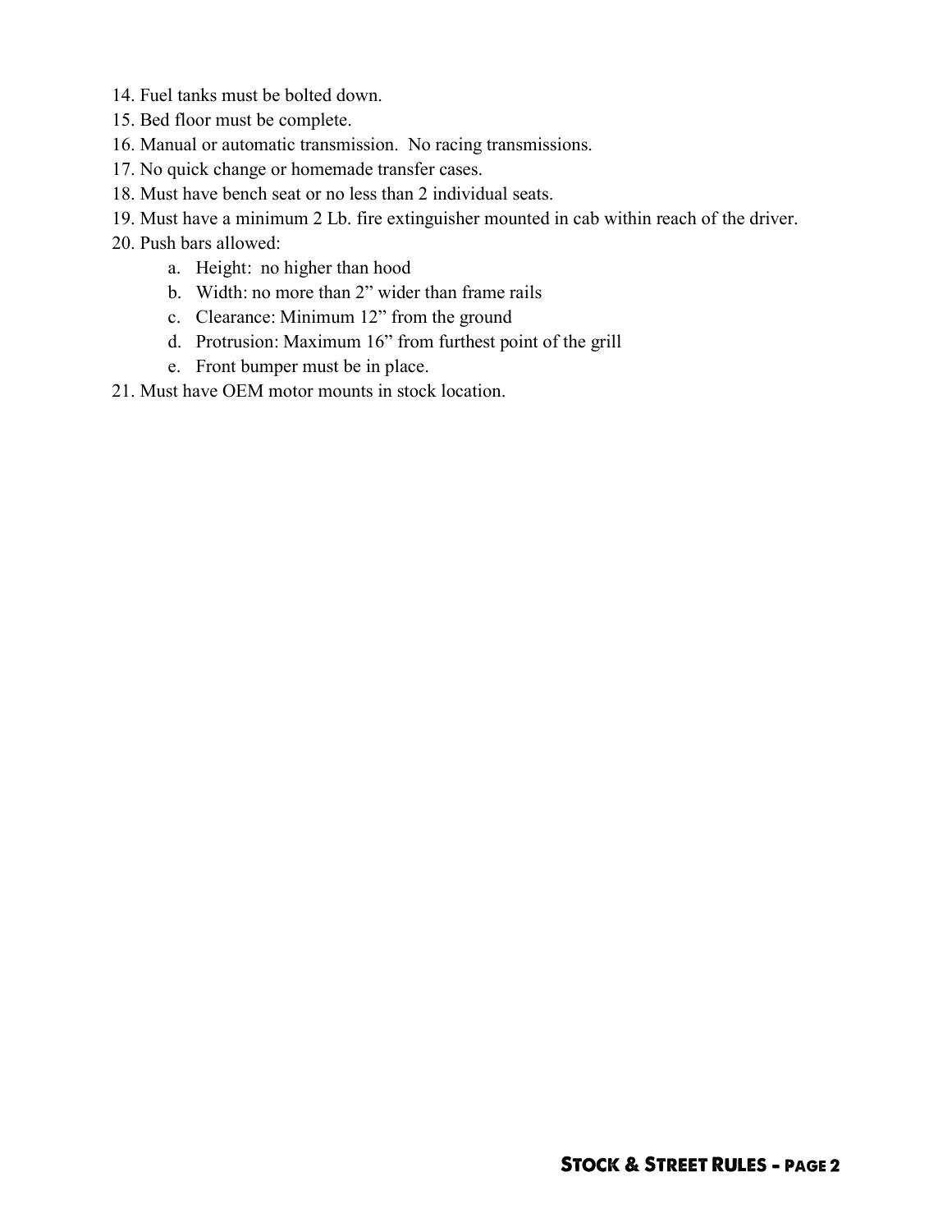14. Fuel tanks must be bolted down.
15. Bed floor must be complete.
16. Manual or automatic transmission. No racing transmissions.
17. No quick change or homemade transfer cases.
18. Must have bench seat or no less than 2 individual seats.
19. Must have a minimum 2 Lb. fire extinguisher mounted in cab within reach of the driver.
20. Push bars allowed:
    a. Height: no higher than hood
    b. Width: no more than 2" wider than frame rails
    c. Clearance: Minimum 12" from the ground
    d. Protrusion: Maximum 16" from furthest point of the grill
    e. Front bumper must be in place.
21. Must have OEM motor mounts in stock location.